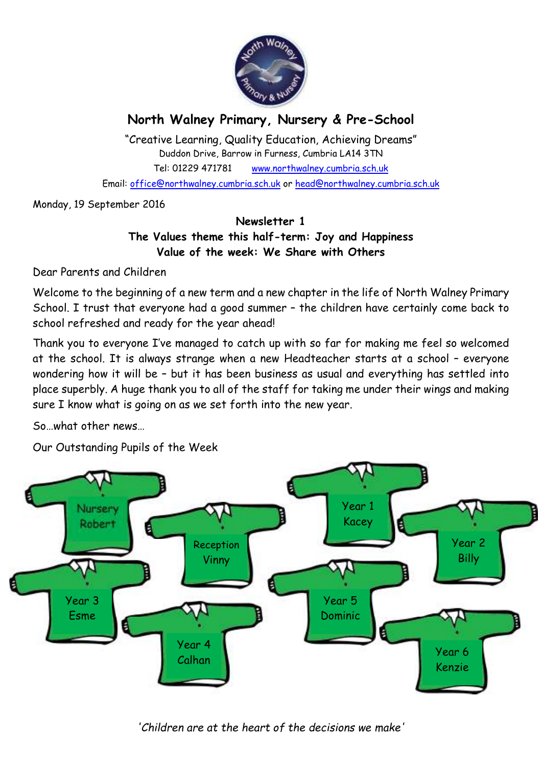# North Walney Primary, Nursery & Pre-School

"Creative Learning, Quality Education, Achieving Dreams"

Duddon Drive, Barrow in Furness, Cumbria LA14 3TN

Tel: 01229 471781 www.northwalney.cumbria.sch.uk

Email: office@northwalney.cumbria.sch.uk or head@northwalney.cumbria.sch.uk

Monday, 19 September 2016

**Newsletter 1**

**The Values theme this half-term: Joy and Happiness**

**Value of the week: We Share with Others**

Dear Parents and Children

Welcome to the beginning of a new term and a new chapter in the life of North Walney Primary School. I trust that everyone had a good summer – the children have certainly come back to school refreshed and ready for the year ahead!

Thank you to everyone I've managed to catch up with so far for making me feel so welcomed at the school. It is always strange when a new Headteacher starts at a school – everyone wondering how it will be – but it has been business as usual and everything has settled into place superbly. A huge thank you to all of the staff for taking me under their wings and making sure I know what is going on as we set forth into the new year.

So…what other news…

Our Outstanding Pupils of the Week

- Nursery – Robert
- Reception – Vinny
- Year 1 – Kacey
- Year 2 – Billy
- Year 3 – Esme
- Year 4 – Calhan
- Year 5 – Dominic
- Year 6 – Kenzie

*'Children are at the heart of the decisions we make'*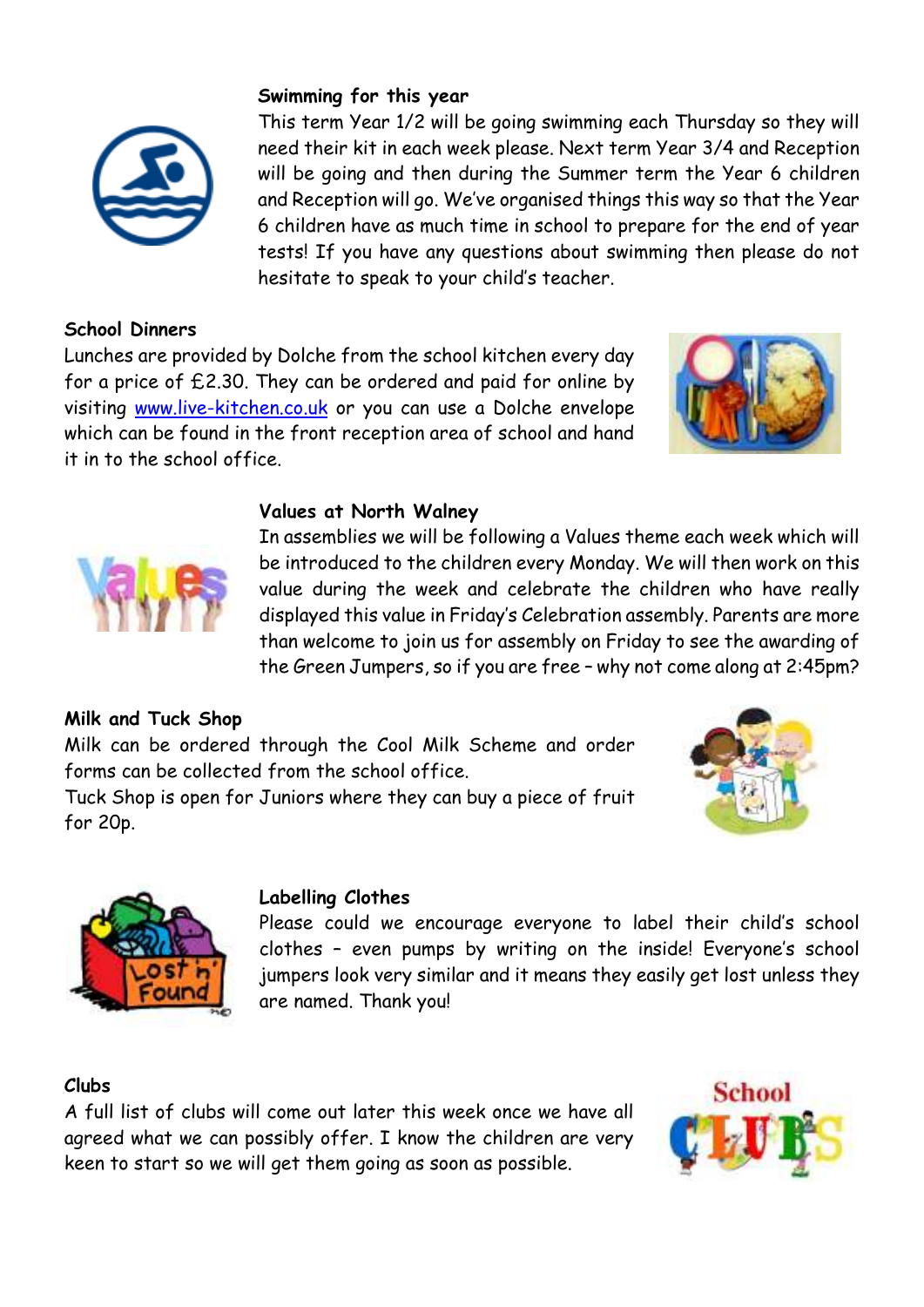**Swimming for this year**

This term Year 1/2 will be going swimming each Thursday so they will need their kit in each week please. Next term Year 3/4 and Reception will be going and then during the Summer term the Year 6 children and Reception will go. We've organised things this way so that the Year 6 children have as much time in school to prepare for the end of year tests! If you have any questions about swimming then please do not hesitate to speak to your child's teacher.

**School Dinners**

Lunches are provided by Dolche from the school kitchen every day for a price of £2.30. They can be ordered and paid for online by visiting www.live-kitchen.co.uk or you can use a Dolche envelope which can be found in the front reception area of school and hand it in to the school office.

**Values at North Walney**

In assemblies we will be following a Values theme each week which will be introduced to the children every Monday. We will then work on this value during the week and celebrate the children who have really displayed this value in Friday's Celebration assembly. Parents are more than welcome to join us for assembly on Friday to see the awarding of the Green Jumpers, so if you are free – why not come along at 2:45pm?

**Milk and Tuck Shop**

Milk can be ordered through the Cool Milk Scheme and order forms can be collected from the school office.

Tuck Shop is open for Juniors where they can buy a piece of fruit for 20p.

**Labelling Clothes**

Please could we encourage everyone to label their child's school clothes – even pumps by writing on the inside! Everyone's school jumpers look very similar and it means they easily get lost unless they are named. Thank you!

**Clubs**

A full list of clubs will come out later this week once we have all agreed what we can possibly offer. I know the children are very keen to start so we will get them going as soon as possible.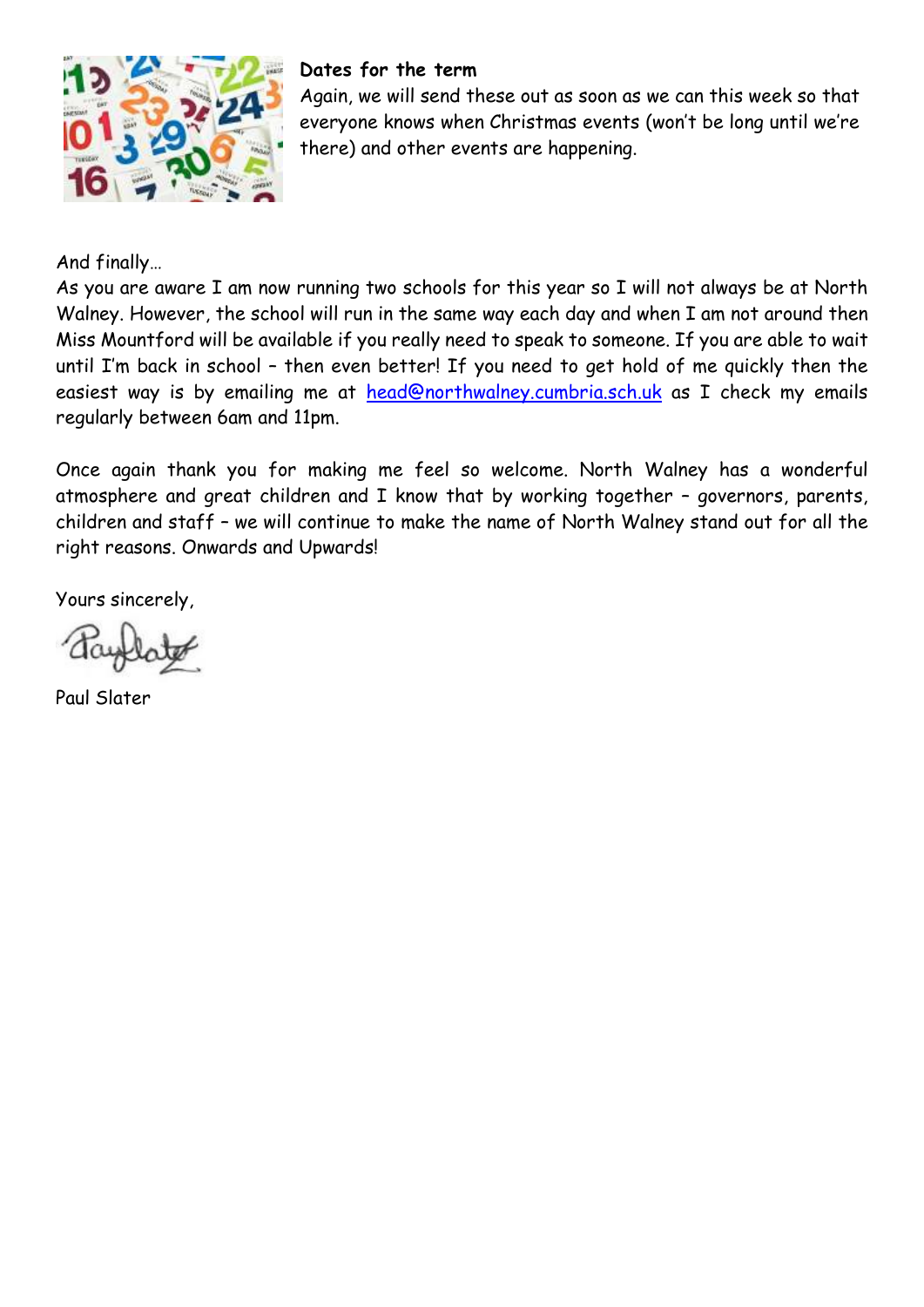**Dates for the term**

Again, we will send these out as soon as we can this week so that everyone knows when Christmas events (won't be long until we're there) and other events are happening.

And finally…

As you are aware I am now running two schools for this year so I will not always be at North Walney. However, the school will run in the same way each day and when I am not around then Miss Mountford will be available if you really need to speak to someone. If you are able to wait until I'm back in school – then even better! If you need to get hold of me quickly then the easiest way is by emailing me at head@northwalney.cumbria.sch.uk as I check my emails regularly between 6am and 11pm.

Once again thank you for making me feel so welcome. North Walney has a wonderful atmosphere and great children and I know that by working together – governors, parents, children and staff – we will continue to make the name of North Walney stand out for all the right reasons. Onwards and Upwards!

Yours sincerely,

Paul Slater